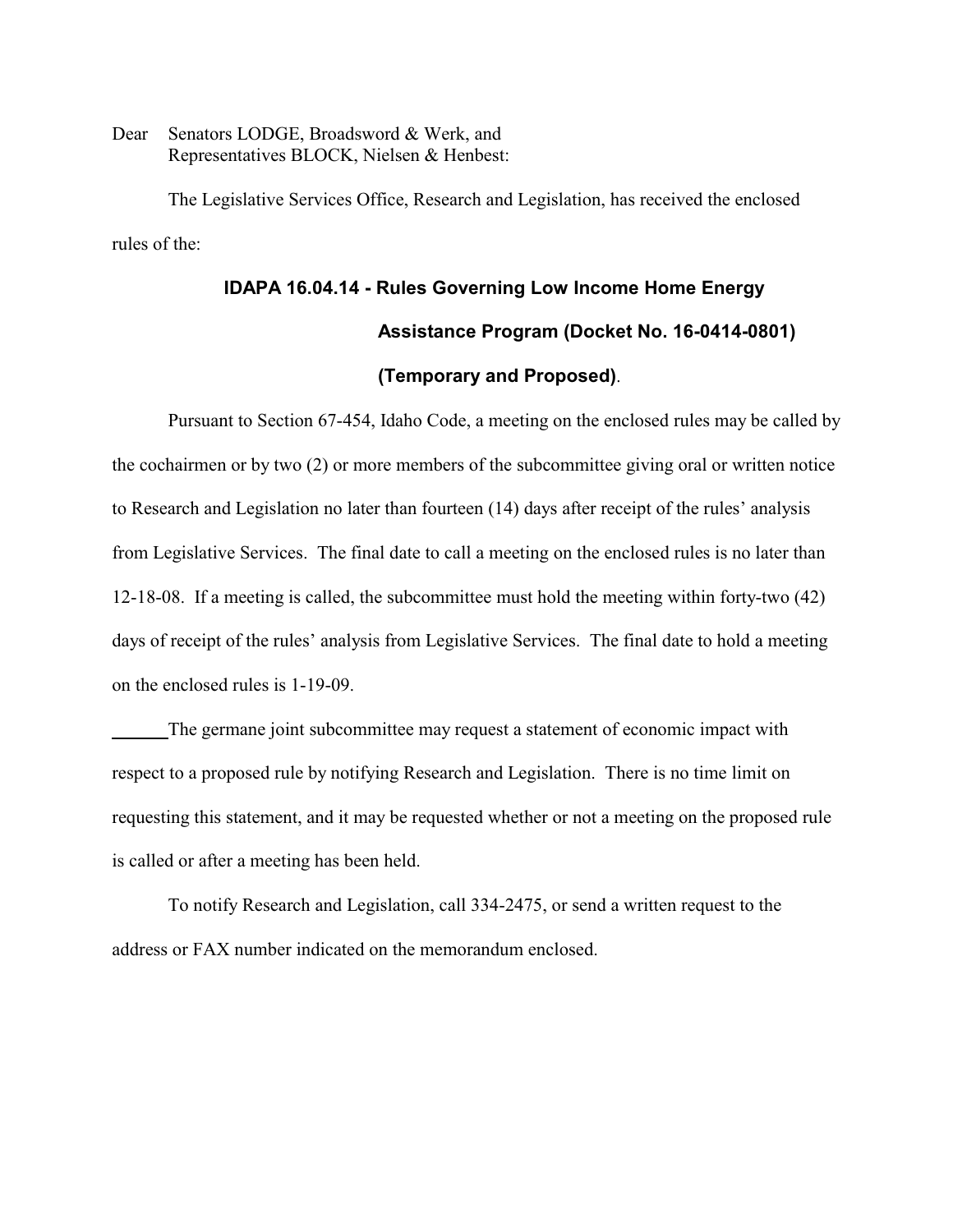Dear Senators LODGE, Broadsword & Werk, and
Representatives BLOCK, Nielsen & Henbest:

The Legislative Services Office, Research and Legislation, has received the enclosed rules of the:

**IDAPA 16.04.14 - Rules Governing Low Income Home Energy Assistance Program (Docket No. 16-0414-0801) (Temporary and Proposed)**.

Pursuant to Section 67-454, Idaho Code, a meeting on the enclosed rules may be called by the cochairmen or by two (2) or more members of the subcommittee giving oral or written notice to Research and Legislation no later than fourteen (14) days after receipt of the rules' analysis from Legislative Services. The final date to call a meeting on the enclosed rules is no later than 12-18-08. If a meeting is called, the subcommittee must hold the meeting within forty-two (42) days of receipt of the rules' analysis from Legislative Services. The final date to hold a meeting on the enclosed rules is 1-19-09.

______The germane joint subcommittee may request a statement of economic impact with respect to a proposed rule by notifying Research and Legislation. There is no time limit on requesting this statement, and it may be requested whether or not a meeting on the proposed rule is called or after a meeting has been held.

To notify Research and Legislation, call 334-2475, or send a written request to the address or FAX number indicated on the memorandum enclosed.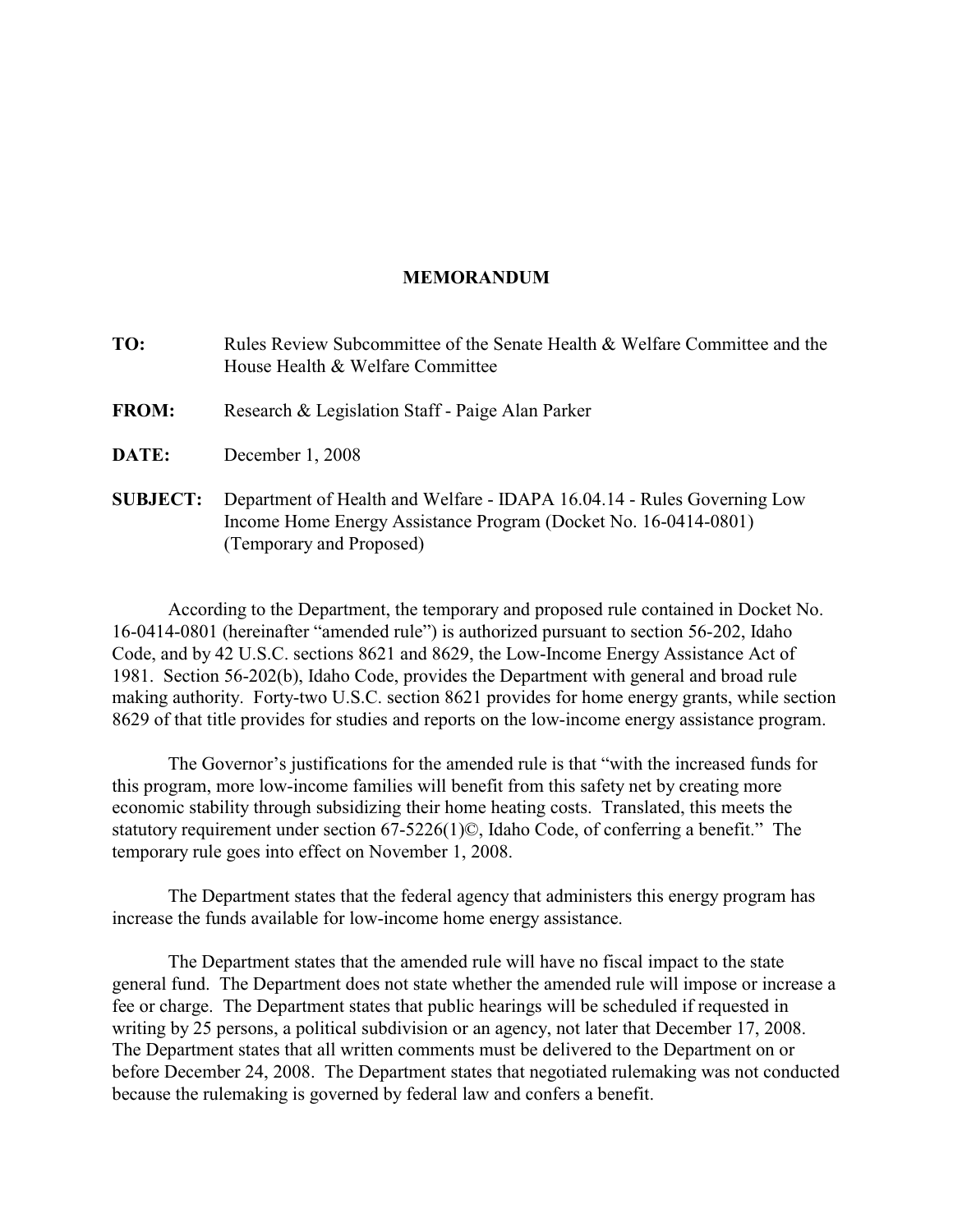**MEMORANDUM**

**TO:** Rules Review Subcommittee of the Senate Health & Welfare Committee and the House Health & Welfare Committee

**FROM:** Research & Legislation Staff - Paige Alan Parker

**DATE:** December 1, 2008

**SUBJECT:** Department of Health and Welfare - IDAPA 16.04.14 - Rules Governing Low Income Home Energy Assistance Program (Docket No. 16-0414-0801) (Temporary and Proposed)

According to the Department, the temporary and proposed rule contained in Docket No. 16-0414-0801 (hereinafter "amended rule") is authorized pursuant to section 56-202, Idaho Code, and by 42 U.S.C. sections 8621 and 8629, the Low-Income Energy Assistance Act of 1981. Section 56-202(b), Idaho Code, provides the Department with general and broad rule making authority. Forty-two U.S.C. section 8621 provides for home energy grants, while section 8629 of that title provides for studies and reports on the low-income energy assistance program.

The Governor's justifications for the amended rule is that "with the increased funds for this program, more low-income families will benefit from this safety net by creating more economic stability through subsidizing their home heating costs. Translated, this meets the statutory requirement under section 67-5226(1)©, Idaho Code, of conferring a benefit." The temporary rule goes into effect on November 1, 2008.

The Department states that the federal agency that administers this energy program has increase the funds available for low-income home energy assistance.

The Department states that the amended rule will have no fiscal impact to the state general fund. The Department does not state whether the amended rule will impose or increase a fee or charge. The Department states that public hearings will be scheduled if requested in writing by 25 persons, a political subdivision or an agency, not later that December 17, 2008. The Department states that all written comments must be delivered to the Department on or before December 24, 2008. The Department states that negotiated rulemaking was not conducted because the rulemaking is governed by federal law and confers a benefit.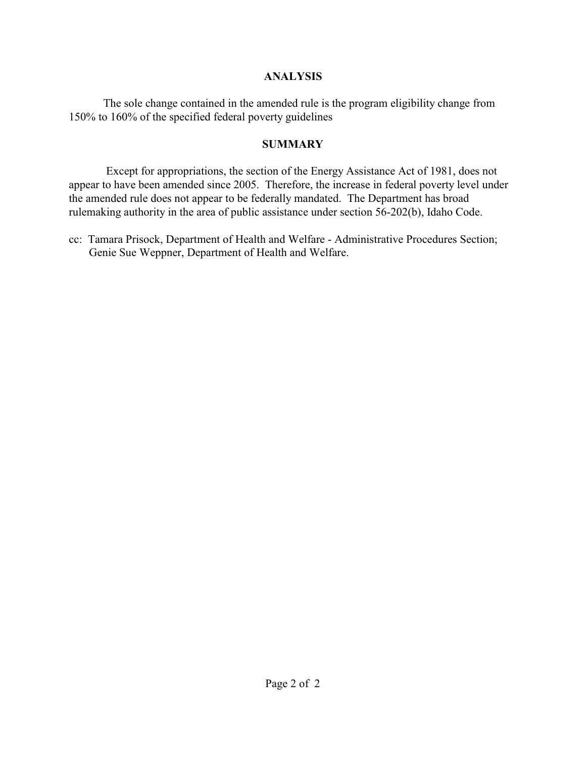## ANALYSIS

The sole change contained in the amended rule is the program eligibility change from 150% to 160% of the specified federal poverty guidelines

## SUMMARY

Except for appropriations, the section of the Energy Assistance Act of 1981, does not appear to have been amended since 2005. Therefore, the increase in federal poverty level under the amended rule does not appear to be federally mandated. The Department has broad rulemaking authority in the area of public assistance under section 56-202(b), Idaho Code.

cc: Tamara Prisock, Department of Health and Welfare - Administrative Procedures Section;
Genie Sue Weppner, Department of Health and Welfare.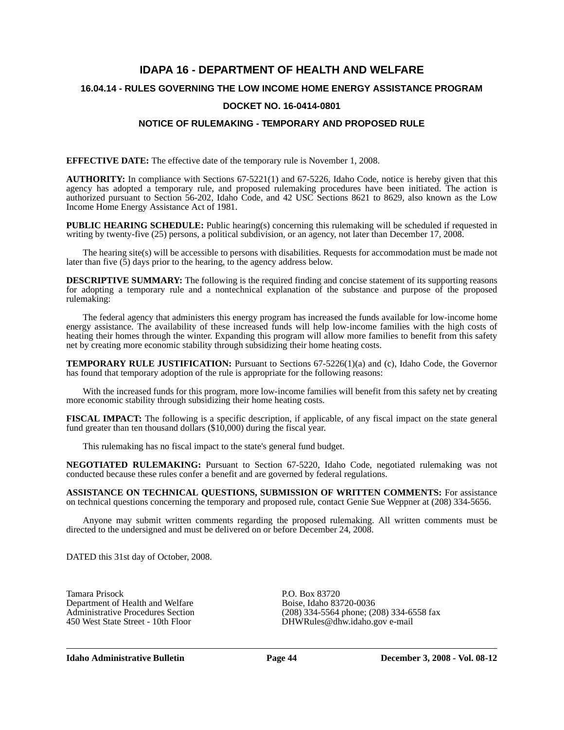# IDAPA 16 - DEPARTMENT OF HEALTH AND WELFARE

## 16.04.14 - RULES GOVERNING THE LOW INCOME HOME ENERGY ASSISTANCE PROGRAM

## DOCKET NO. 16-0414-0801

## NOTICE OF RULEMAKING - TEMPORARY AND PROPOSED RULE

**EFFECTIVE DATE:** The effective date of the temporary rule is November 1, 2008.

**AUTHORITY:** In compliance with Sections 67-5221(1) and 67-5226, Idaho Code, notice is hereby given that this agency has adopted a temporary rule, and proposed rulemaking procedures have been initiated. The action is authorized pursuant to Section 56-202, Idaho Code, and 42 USC Sections 8621 to 8629, also known as the Low Income Home Energy Assistance Act of 1981.

**PUBLIC HEARING SCHEDULE:** Public hearing(s) concerning this rulemaking will be scheduled if requested in writing by twenty-five (25) persons, a political subdivision, or an agency, not later than December 17, 2008.

The hearing site(s) will be accessible to persons with disabilities. Requests for accommodation must be made not later than five (5) days prior to the hearing, to the agency address below.

**DESCRIPTIVE SUMMARY:** The following is the required finding and concise statement of its supporting reasons for adopting a temporary rule and a nontechnical explanation of the substance and purpose of the proposed rulemaking:

The federal agency that administers this energy program has increased the funds available for low-income home energy assistance. The availability of these increased funds will help low-income families with the high costs of heating their homes through the winter. Expanding this program will allow more families to benefit from this safety net by creating more economic stability through subsidizing their home heating costs.

**TEMPORARY RULE JUSTIFICATION:** Pursuant to Sections 67-5226(1)(a) and (c), Idaho Code, the Governor has found that temporary adoption of the rule is appropriate for the following reasons:

With the increased funds for this program, more low-income families will benefit from this safety net by creating more economic stability through subsidizing their home heating costs.

**FISCAL IMPACT:** The following is a specific description, if applicable, of any fiscal impact on the state general fund greater than ten thousand dollars ($10,000) during the fiscal year.

This rulemaking has no fiscal impact to the state's general fund budget.

**NEGOTIATED RULEMAKING:** Pursuant to Section 67-5220, Idaho Code, negotiated rulemaking was not conducted because these rules confer a benefit and are governed by federal regulations.

**ASSISTANCE ON TECHNICAL QUESTIONS, SUBMISSION OF WRITTEN COMMENTS:** For assistance on technical questions concerning the temporary and proposed rule, contact Genie Sue Weppner at (208) 334-5656.

Anyone may submit written comments regarding the proposed rulemaking. All written comments must be directed to the undersigned and must be delivered on or before December 24, 2008.

DATED this 31st day of October, 2008.

Tamara Prisock
Department of Health and Welfare
Administrative Procedures Section
450 West State Street - 10th Floor
P.O. Box 83720
Boise, Idaho 83720-0036
(208) 334-5564 phone; (208) 334-6558 fax
DHWRules@dhw.idaho.gov e-mail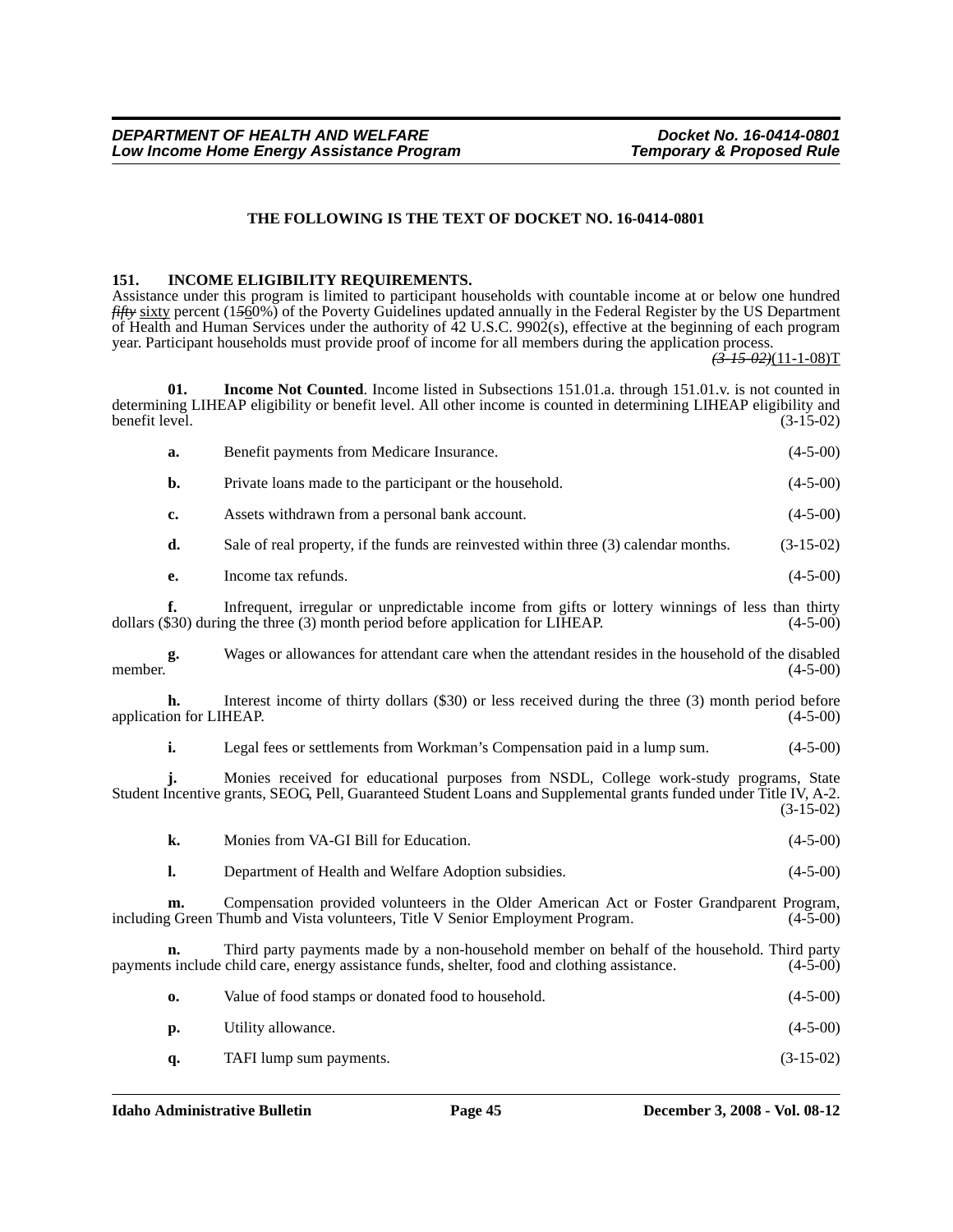## THE FOLLOWING IS THE TEXT OF DOCKET NO. 16-0414-0801

### 151. INCOME ELIGIBILITY REQUIREMENTS.

Assistance under this program is limited to participant households with countable income at or below one hundred ~~*fifty*~~ sixty percent (1~~5~~60%) of the Poverty Guidelines updated annually in the Federal Register by the US Department of Health and Human Services under the authority of 42 U.S.C. 9902(s), effective at the beginning of each program year. Participant households must provide proof of income for all members during the application process. ~~*(3-15-02)*~~(11-1-08)T

**01. Income Not Counted**. Income listed in Subsections 151.01.a. through 151.01.v. is not counted in determining LIHEAP eligibility or benefit level. All other income is counted in determining LIHEAP eligibility and benefit level. (3-15-02)

**a.** Benefit payments from Medicare Insurance. (4-5-00)

**b.** Private loans made to the participant or the household. (4-5-00)

**c.** Assets withdrawn from a personal bank account. (4-5-00)

**d.** Sale of real property, if the funds are reinvested within three (3) calendar months. (3-15-02)

**e.** Income tax refunds. (4-5-00)

**f.** Infrequent, irregular or unpredictable income from gifts or lottery winnings of less than thirty dollars ($30) during the three (3) month period before application for LIHEAP. (4-5-00)

**g.** Wages or allowances for attendant care when the attendant resides in the household of the disabled member. (4-5-00)

**h.** Interest income of thirty dollars ($30) or less received during the three (3) month period before application for LIHEAP. (4-5-00)

**i.** Legal fees or settlements from Workman's Compensation paid in a lump sum. (4-5-00)

**j.** Monies received for educational purposes from NSDL, College work-study programs, State Student Incentive grants, SEOG, Pell, Guaranteed Student Loans and Supplemental grants funded under Title IV, A-2. (3-15-02)

**k.** Monies from VA-GI Bill for Education. (4-5-00)

**l.** Department of Health and Welfare Adoption subsidies. (4-5-00)

**m.** Compensation provided volunteers in the Older American Act or Foster Grandparent Program, including Green Thumb and Vista volunteers, Title V Senior Employment Program. (4-5-00)

**n.** Third party payments made by a non-household member on behalf of the household. Third party payments include child care, energy assistance funds, shelter, food and clothing assistance. (4-5-00)

**o.** Value of food stamps or donated food to household. (4-5-00)

**p.** Utility allowance. (4-5-00)

**q.** TAFI lump sum payments. (3-15-02)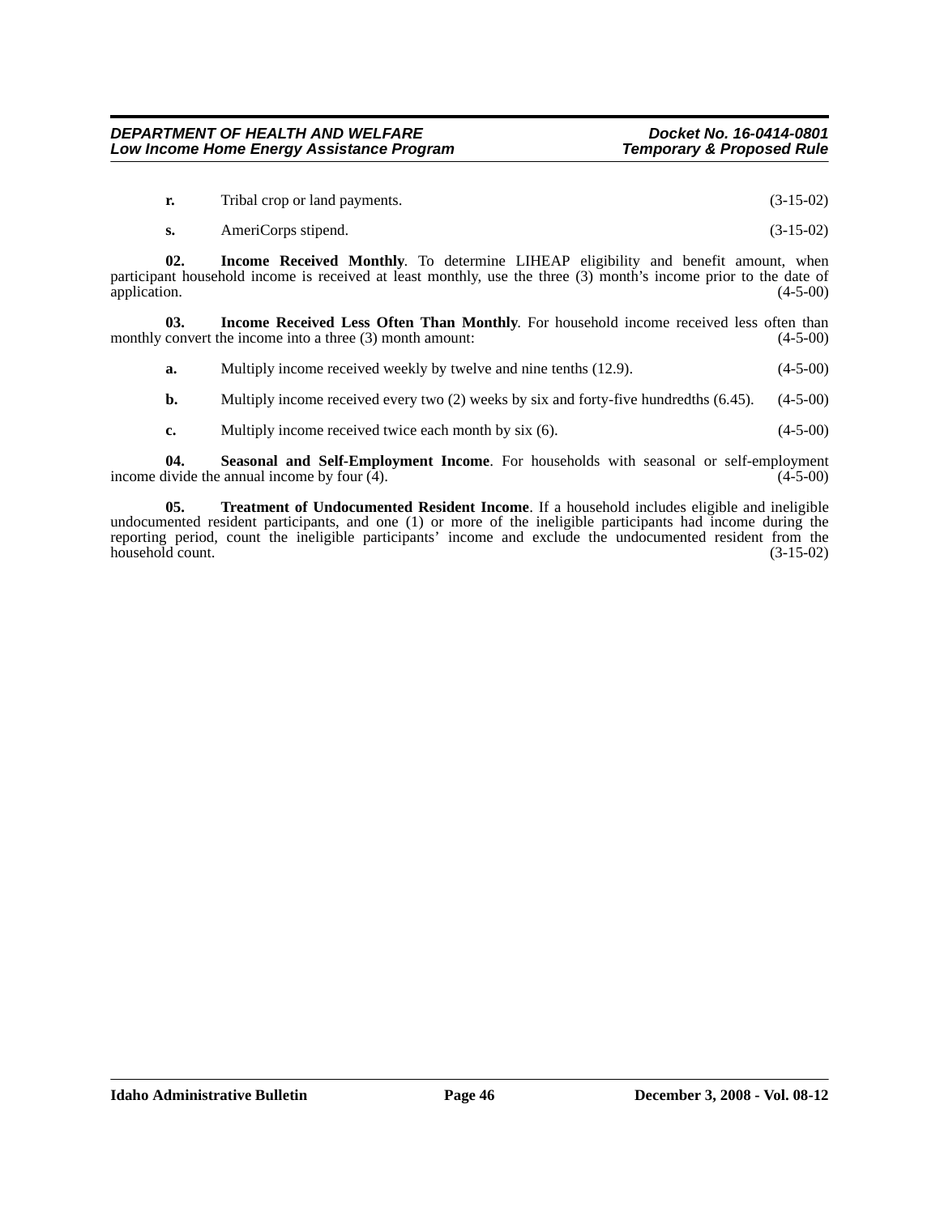**r.** Tribal crop or land payments. (3-15-02)

**s.** AmeriCorps stipend. (3-15-02)

**02. Income Received Monthly**. To determine LIHEAP eligibility and benefit amount, when participant household income is received at least monthly, use the three (3) month's income prior to the date of application. (4-5-00)

**03. Income Received Less Often Than Monthly**. For household income received less often than monthly convert the income into a three (3) month amount: (4-5-00)

**a.** Multiply income received weekly by twelve and nine tenths (12.9). (4-5-00)

**b.** Multiply income received every two (2) weeks by six and forty-five hundredths (6.45). (4-5-00)

**c.** Multiply income received twice each month by six (6). (4-5-00)

**04. Seasonal and Self-Employment Income**. For households with seasonal or self-employment income divide the annual income by four (4). (4-5-00)

**05. Treatment of Undocumented Resident Income**. If a household includes eligible and ineligible undocumented resident participants, and one (1) or more of the ineligible participants had income during the reporting period, count the ineligible participants' income and exclude the undocumented resident from the household count. (3-15-02)